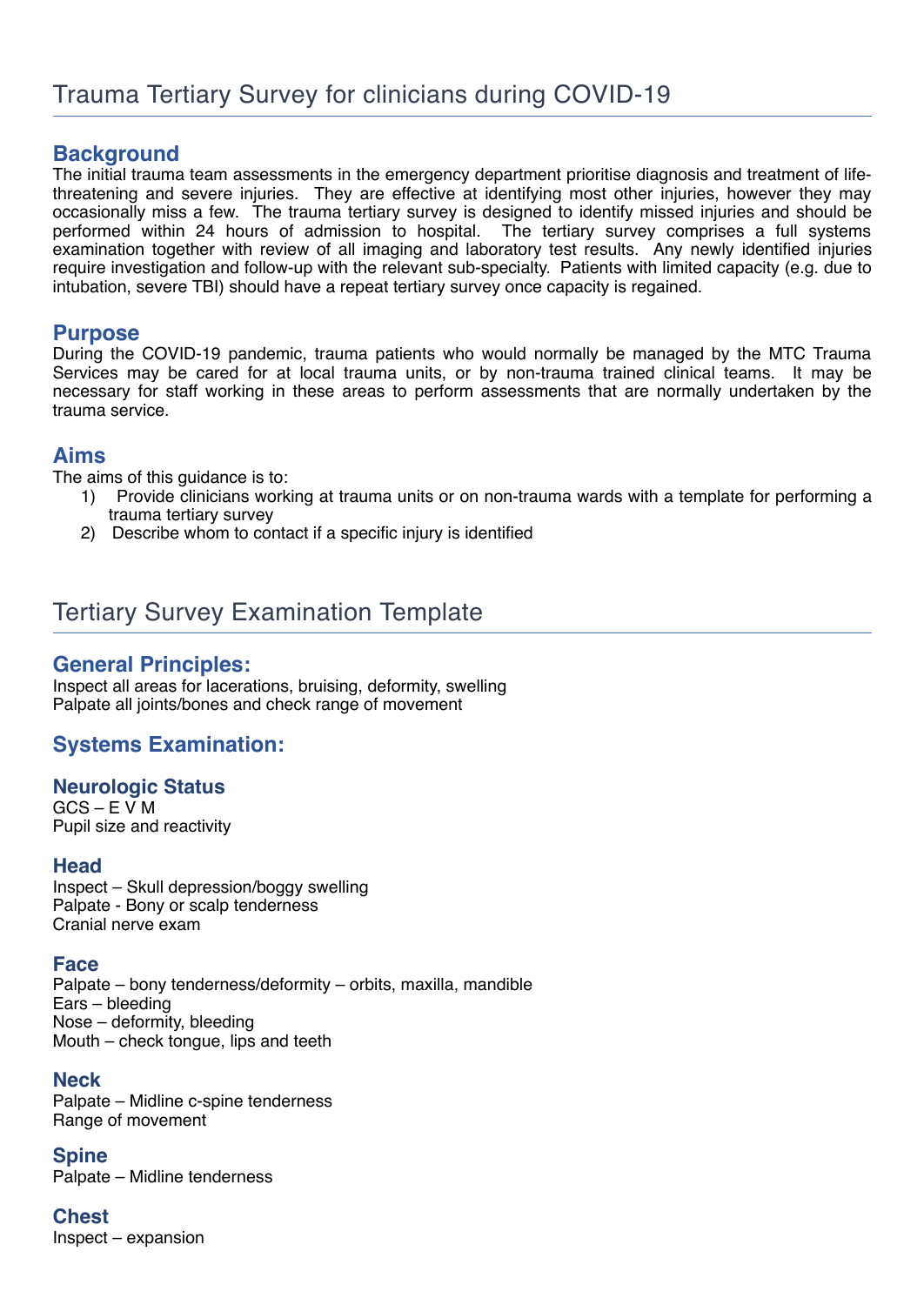# Trauma Tertiary Survey for clinicians during COVID-19

## Background

The initial trauma team assessments in the emergency department prioritise diagnosis and treatment of life-threatening and severe injuries. They are effective at identifying most other injuries, however they may occasionally miss a few. The trauma tertiary survey is designed to identify missed injuries and should be performed within 24 hours of admission to hospital. The tertiary survey comprises a full systems examination together with review of all imaging and laboratory test results. Any newly identified injuries require investigation and follow-up with the relevant sub-specialty. Patients with limited capacity (e.g. due to intubation, severe TBI) should have a repeat tertiary survey once capacity is regained.

## Purpose

During the COVID-19 pandemic, trauma patients who would normally be managed by the MTC Trauma Services may be cared for at local trauma units, or by non-trauma trained clinical teams. It may be necessary for staff working in these areas to perform assessments that are normally undertaken by the trauma service.

## Aims

The aims of this guidance is to:

1) Provide clinicians working at trauma units or on non-trauma wards with a template for performing a trauma tertiary survey
2) Describe whom to contact if a specific injury is identified

# Tertiary Survey Examination Template

## General Principles:

Inspect all areas for lacerations, bruising, deformity, swelling
Palpate all joints/bones and check range of movement

## Systems Examination:

### Neurologic Status

GCS – E V M
Pupil size and reactivity

### Head

Inspect – Skull depression/boggy swelling
Palpate - Bony or scalp tenderness
Cranial nerve exam

### Face

Palpate – bony tenderness/deformity – orbits, maxilla, mandible
Ears – bleeding
Nose – deformity, bleeding
Mouth – check tongue, lips and teeth

### Neck

Palpate – Midline c-spine tenderness
Range of movement

### Spine

Palpate – Midline tenderness

### Chest

Inspect – expansion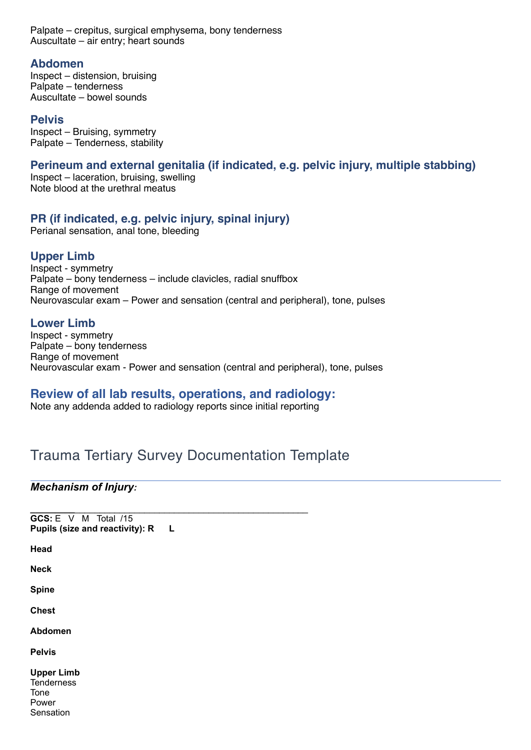Palpate – crepitus, surgical emphysema, bony tenderness
Auscultate – air entry; heart sounds

### Abdomen
Inspect – distension, bruising
Palpate – tenderness
Auscultate – bowel sounds

### Pelvis
Inspect – Bruising, symmetry
Palpate – Tenderness, stability

### Perineum and external genitalia (if indicated, e.g. pelvic injury, multiple stabbing)
Inspect – laceration, bruising, swelling
Note blood at the urethral meatus

### PR (if indicated, e.g. pelvic injury, spinal injury)
Perianal sensation, anal tone, bleeding

### Upper Limb
Inspect - symmetry
Palpate – bony tenderness – include clavicles, radial snuffbox
Range of movement
Neurovascular exam – Power and sensation (central and peripheral), tone, pulses

### Lower Limb
Inspect - symmetry
Palpate – bony tenderness
Range of movement
Neurovascular exam - Power and sensation (central and peripheral), tone, pulses

## Review of all lab results, operations, and radiology:
Note any addenda added to radiology reports since initial reporting

# Trauma Tertiary Survey Documentation Template

***Mechanism of Injury:***

________________________________________________

**GCS:** E V M Total /15
**Pupils (size and reactivity): R L**

**Head**

**Neck**

**Spine**

**Chest**

**Abdomen**

**Pelvis**

**Upper Limb**
Tenderness
Tone
Power
Sensation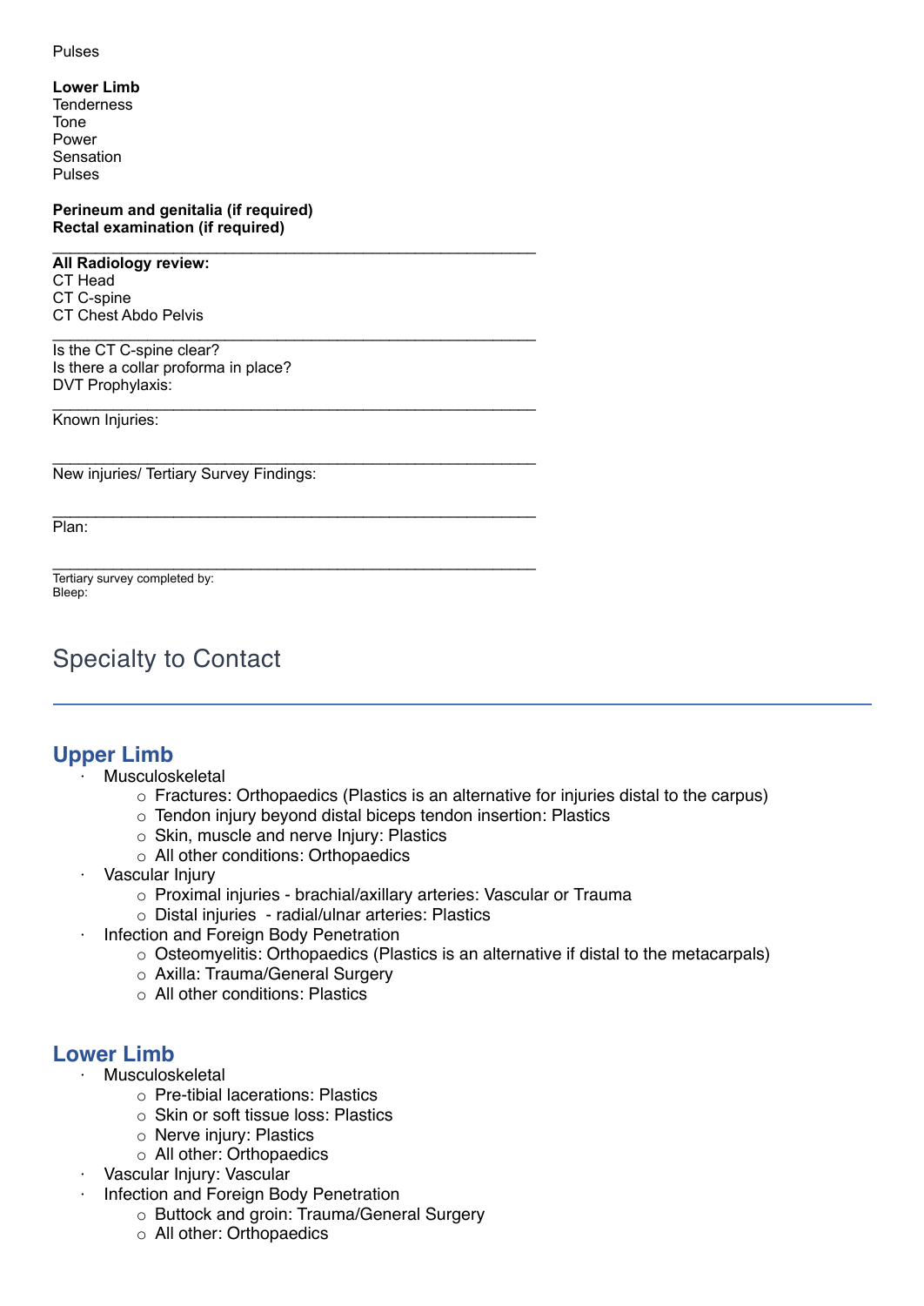Pulses

**Lower Limb**
Tenderness
Tone
Power
Sensation
Pulses

**Perineum and genitalia (if required)**
**Rectal examination (if required)**

______________________________________________________

**All Radiology review:**
CT Head
CT C-spine
CT Chest Abdo Pelvis

______________________________________________________

Is the CT C-spine clear?
Is there a collar proforma in place?
DVT Prophylaxis:

______________________________________________________

Known Injuries:

______________________________________________________

New injuries/ Tertiary Survey Findings:

______________________________________________________

Plan:

______________________________________________________

Tertiary survey completed by:
Bleep:

# Specialty to Contact

## Upper Limb

- Musculoskeletal
    - Fractures: Orthopaedics (Plastics is an alternative for injuries distal to the carpus)
    - Tendon injury beyond distal biceps tendon insertion: Plastics
    - Skin, muscle and nerve Injury: Plastics
    - All other conditions: Orthopaedics
- Vascular Injury
    - Proximal injuries - brachial/axillary arteries: Vascular or Trauma
    - Distal injuries - radial/ulnar arteries: Plastics
- Infection and Foreign Body Penetration
    - Osteomyelitis: Orthopaedics (Plastics is an alternative if distal to the metacarpals)
    - Axilla: Trauma/General Surgery
    - All other conditions: Plastics

## Lower Limb

- Musculoskeletal
    - Pre-tibial lacerations: Plastics
    - Skin or soft tissue loss: Plastics
    - Nerve injury: Plastics
    - All other: Orthopaedics
- Vascular Injury: Vascular
- Infection and Foreign Body Penetration
    - Buttock and groin: Trauma/General Surgery
    - All other: Orthopaedics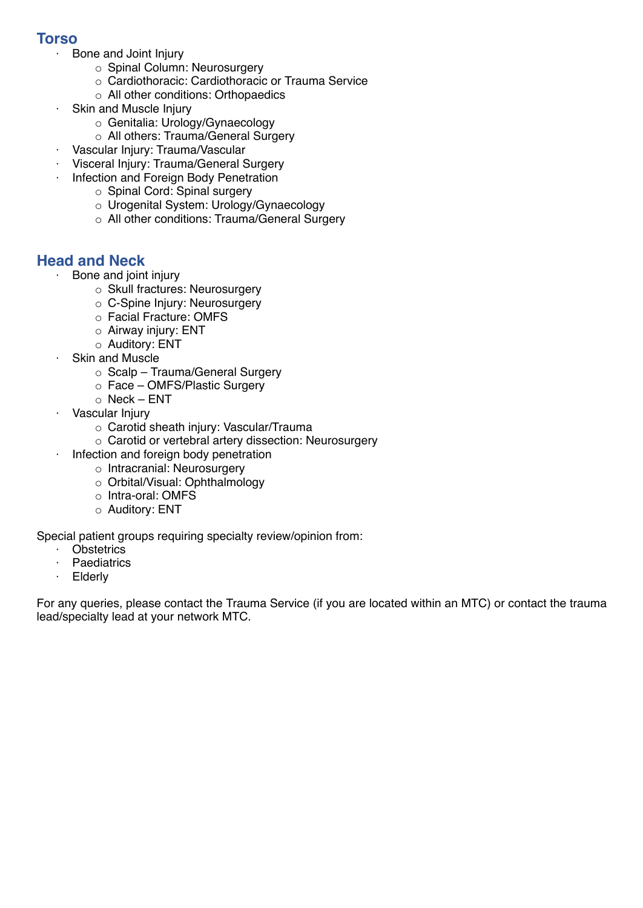## Torso

- Bone and Joint Injury
  - Spinal Column: Neurosurgery
  - Cardiothoracic: Cardiothoracic or Trauma Service
  - All other conditions: Orthopaedics
- Skin and Muscle Injury
  - Genitalia: Urology/Gynaecology
  - All others: Trauma/General Surgery
- Vascular Injury: Trauma/Vascular
- Visceral Injury: Trauma/General Surgery
- Infection and Foreign Body Penetration
  - Spinal Cord: Spinal surgery
  - Urogenital System: Urology/Gynaecology
  - All other conditions: Trauma/General Surgery

## Head and Neck

- Bone and joint injury
  - Skull fractures: Neurosurgery
  - C-Spine Injury: Neurosurgery
  - Facial Fracture: OMFS
  - Airway injury: ENT
  - Auditory: ENT
- Skin and Muscle
  - Scalp – Trauma/General Surgery
  - Face – OMFS/Plastic Surgery
  - Neck – ENT
- Vascular Injury
  - Carotid sheath injury: Vascular/Trauma
  - Carotid or vertebral artery dissection: Neurosurgery
- Infection and foreign body penetration
  - Intracranial: Neurosurgery
  - Orbital/Visual: Ophthalmology
  - Intra-oral: OMFS
  - Auditory: ENT

Special patient groups requiring specialty review/opinion from:

- Obstetrics
- Paediatrics
- Elderly

For any queries, please contact the Trauma Service (if you are located within an MTC) or contact the trauma lead/specialty lead at your network MTC.